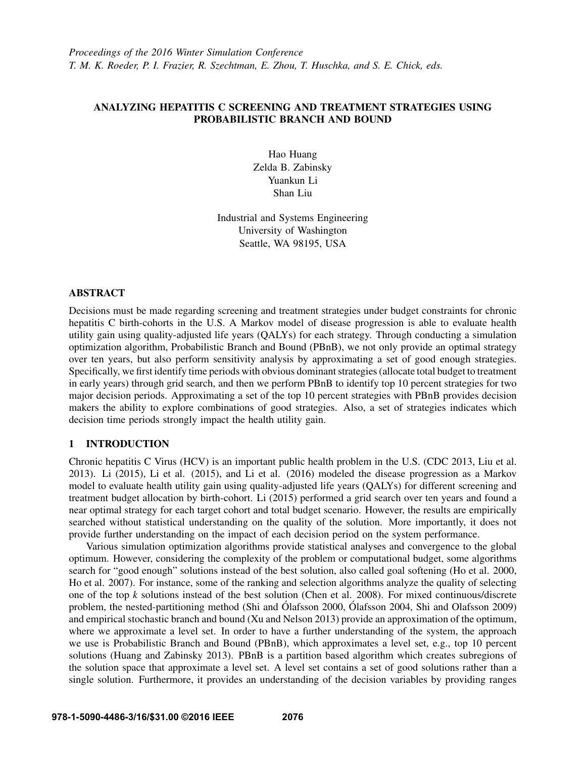*Proceedings of the 2016 Winter Simulation Conference*
*T. M. K. Roeder, P. I. Frazier, R. Szechtman, E. Zhou, T. Huschka, and S. E. Chick, eds.*

# ANALYZING HEPATITIS C SCREENING AND TREATMENT STRATEGIES USING PROBABILISTIC BRANCH AND BOUND

Hao Huang
Zelda B. Zabinsky
Yuankun Li
Shan Liu

Industrial and Systems Engineering
University of Washington
Seattle, WA 98195, USA

## ABSTRACT

Decisions must be made regarding screening and treatment strategies under budget constraints for chronic hepatitis C birth-cohorts in the U.S. A Markov model of disease progression is able to evaluate health utility gain using quality-adjusted life years (QALYs) for each strategy. Through conducting a simulation optimization algorithm, Probabilistic Branch and Bound (PBnB), we not only provide an optimal strategy over ten years, but also perform sensitivity analysis by approximating a set of good enough strategies. Specifically, we first identify time periods with obvious dominant strategies (allocate total budget to treatment in early years) through grid search, and then we perform PBnB to identify top 10 percent strategies for two major decision periods. Approximating a set of the top 10 percent strategies with PBnB provides decision makers the ability to explore combinations of good strategies. Also, a set of strategies indicates which decision time periods strongly impact the health utility gain.

## 1 INTRODUCTION

Chronic hepatitis C Virus (HCV) is an important public health problem in the U.S. (CDC 2013, Liu et al. 2013). Li (2015), Li et al. (2015), and Li et al. (2016) modeled the disease progression as a Markov model to evaluate health utility gain using quality-adjusted life years (QALYs) for different screening and treatment budget allocation by birth-cohort. Li (2015) performed a grid search over ten years and found a near optimal strategy for each target cohort and total budget scenario. However, the results are empirically searched without statistical understanding on the quality of the solution. More importantly, it does not provide further understanding on the impact of each decision period on the system performance.

Various simulation optimization algorithms provide statistical analyses and convergence to the global optimum. However, considering the complexity of the problem or computational budget, some algorithms search for "good enough" solutions instead of the best solution, also called goal softening (Ho et al. 2000, Ho et al. 2007). For instance, some of the ranking and selection algorithms analyze the quality of selecting one of the top $k$ solutions instead of the best solution (Chen et al. 2008). For mixed continuous/discrete problem, the nested-partitioning method (Shi and Ólafsson 2000, Ólafsson 2004, Shi and Olafsson 2009) and empirical stochastic branch and bound (Xu and Nelson 2013) provide an approximation of the optimum, where we approximate a level set. In order to have a further understanding of the system, the approach we use is Probabilistic Branch and Bound (PBnB), which approximates a level set, e.g., top 10 percent solutions (Huang and Zabinsky 2013). PBnB is a partition based algorithm which creates subregions of the solution space that approximate a level set. A level set contains a set of good solutions rather than a single solution. Furthermore, it provides an understanding of the decision variables by providing ranges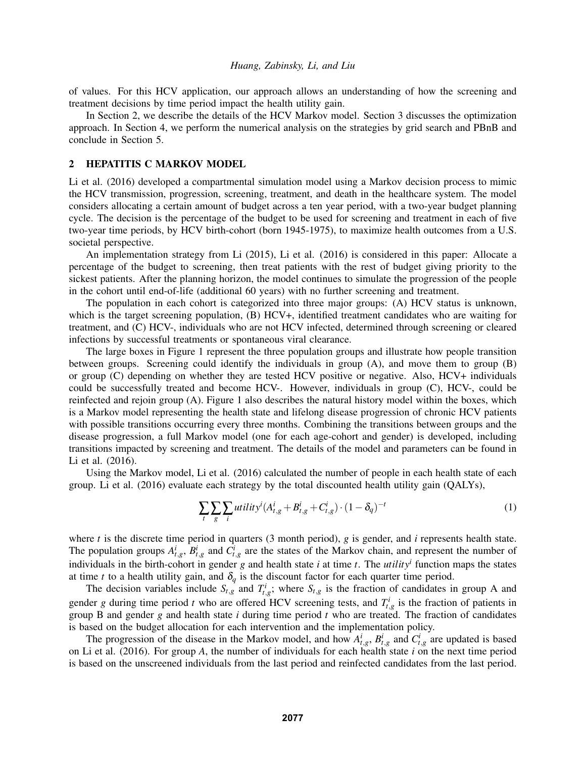of values. For this HCV application, our approach allows an understanding of how the screening and treatment decisions by time period impact the health utility gain.

In Section 2, we describe the details of the HCV Markov model. Section 3 discusses the optimization approach. In Section 4, we perform the numerical analysis on the strategies by grid search and PBnB and conclude in Section 5.

## 2 HEPATITIS C MARKOV MODEL

Li et al. (2016) developed a compartmental simulation model using a Markov decision process to mimic the HCV transmission, progression, screening, treatment, and death in the healthcare system. The model considers allocating a certain amount of budget across a ten year period, with a two-year budget planning cycle. The decision is the percentage of the budget to be used for screening and treatment in each of five two-year time periods, by HCV birth-cohort (born 1945-1975), to maximize health outcomes from a U.S. societal perspective.

An implementation strategy from Li (2015), Li et al. (2016) is considered in this paper: Allocate a percentage of the budget to screening, then treat patients with the rest of budget giving priority to the sickest patients. After the planning horizon, the model continues to simulate the progression of the people in the cohort until end-of-life (additional 60 years) with no further screening and treatment.

The population in each cohort is categorized into three major groups: (A) HCV status is unknown, which is the target screening population, (B) HCV+, identified treatment candidates who are waiting for treatment, and (C) HCV-, individuals who are not HCV infected, determined through screening or cleared infections by successful treatments or spontaneous viral clearance.

The large boxes in Figure 1 represent the three population groups and illustrate how people transition between groups. Screening could identify the individuals in group (A), and move them to group (B) or group (C) depending on whether they are tested HCV positive or negative. Also, HCV+ individuals could be successfully treated and become HCV-. However, individuals in group (C), HCV-, could be reinfected and rejoin group (A). Figure 1 also describes the natural history model within the boxes, which is a Markov model representing the health state and lifelong disease progression of chronic HCV patients with possible transitions occurring every three months. Combining the transitions between groups and the disease progression, a full Markov model (one for each age-cohort and gender) is developed, including transitions impacted by screening and treatment. The details of the model and parameters can be found in Li et al. (2016).

Using the Markov model, Li et al. (2016) calculated the number of people in each health state of each group. Li et al. (2016) evaluate each strategy by the total discounted health utility gain (QALYs),

$$\sum_{t}\sum_{g}\sum_{i} utility^{i}(A_{t,g}^{i} + B_{t,g}^{i} + C_{t,g}^{i}) \cdot (1-\delta_q)^{-t} \tag{1}$$

where $t$ is the discrete time period in quarters (3 month period), $g$ is gender, and $i$ represents health state. The population groups $A_{t,g}^{i}$, $B_{t,g}^{i}$ and $C_{t,g}^{i}$ are the states of the Markov chain, and represent the number of individuals in the birth-cohort in gender $g$ and health state $i$ at time $t$. The $utility^{i}$ function maps the states at time $t$ to a health utility gain, and $\delta_q$ is the discount factor for each quarter time period.

The decision variables include $S_{t,g}$ and $T_{t,g}^{i}$; where $S_{t,g}$ is the fraction of candidates in group A and gender $g$ during time period $t$ who are offered HCV screening tests, and $T_{t,g}^{i}$ is the fraction of patients in group B and gender $g$ and health state $i$ during time period $t$ who are treated. The fraction of candidates is based on the budget allocation for each intervention and the implementation policy.

The progression of the disease in the Markov model, and how $A_{t,g}^{i}$, $B_{t,g}^{i}$ and $C_{t,g}^{i}$ are updated is based on Li et al. (2016). For group $A$, the number of individuals for each health state $i$ on the next time period is based on the unscreened individuals from the last period and reinfected candidates from the last period.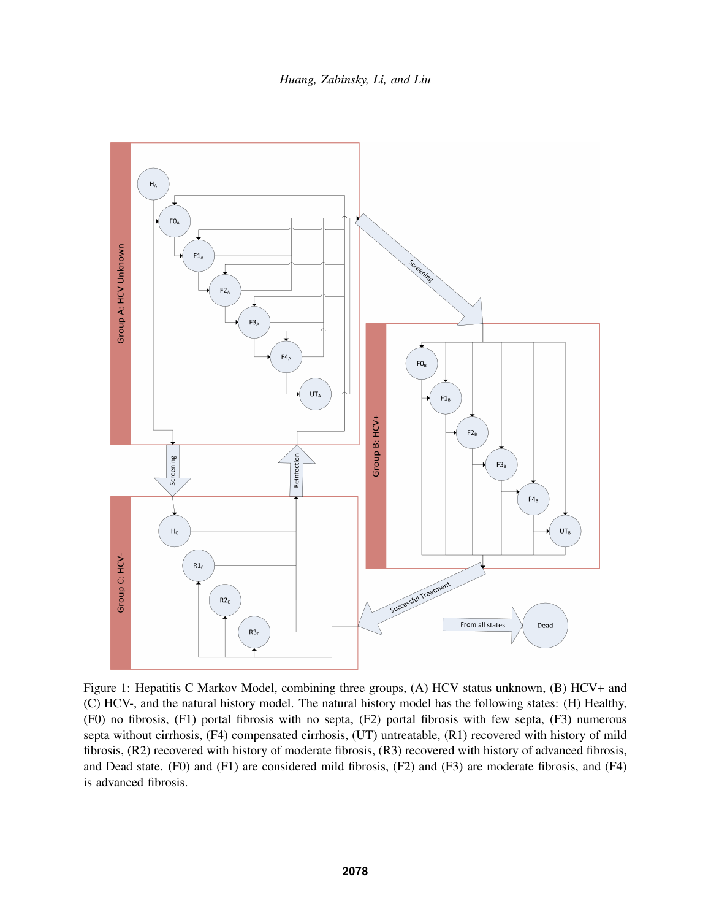Figure 1: Hepatitis C Markov Model, combining three groups, (A) HCV status unknown, (B) HCV+ and (C) HCV-, and the natural history model. The natural history model has the following states: (H) Healthy, (F0) no fibrosis, (F1) portal fibrosis with no septa, (F2) portal fibrosis with few septa, (F3) numerous septa without cirrhosis, (F4) compensated cirrhosis, (UT) untreatable, (R1) recovered with history of mild fibrosis, (R2) recovered with history of moderate fibrosis, (R3) recovered with history of advanced fibrosis, and Dead state. (F0) and (F1) are considered mild fibrosis, (F2) and (F3) are moderate fibrosis, and (F4) is advanced fibrosis.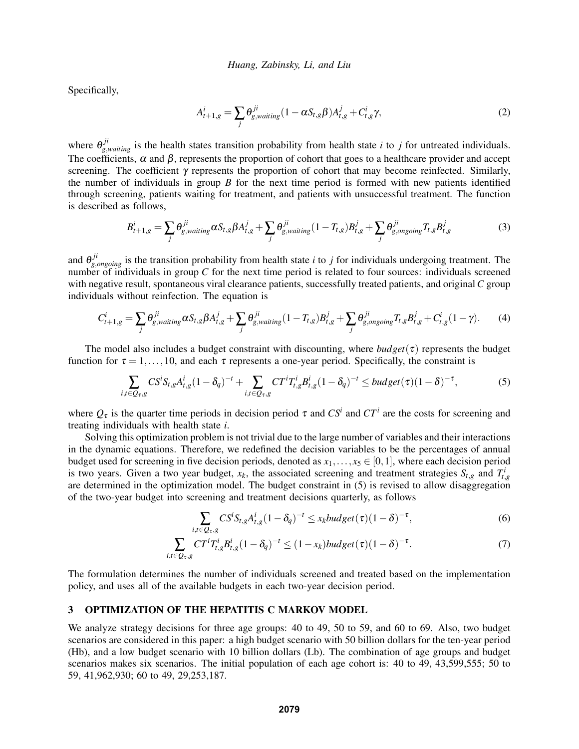Specifically,

$$A^i_{t+1,g} = \sum_j \theta^{ji}_{g,waiting}(1 - \alpha S_{t,g}\beta)A^j_{t,g} + C^i_{t,g}\gamma, \tag{2}$$

where $\theta^{ji}_{g,waiting}$ is the health states transition probability from health state $i$ to $j$ for untreated individuals. The coefficients, $\alpha$ and $\beta$, represents the proportion of cohort that goes to a healthcare provider and accept screening. The coefficient $\gamma$ represents the proportion of cohort that may become reinfected. Similarly, the number of individuals in group $B$ for the next time period is formed with new patients identified through screening, patients waiting for treatment, and patients with unsuccessful treatment. The function is described as follows,

$$B^i_{t+1,g} = \sum_j \theta^{ji}_{g,waiting}\alpha S_{t,g}\beta A^j_{t,g} + \sum_j \theta^{ji}_{g,waiting}(1 - T_{t,g})B^j_{t,g} + \sum_j \theta^{ji}_{g,ongoing}T_{t,g}B^j_{t,g} \tag{3}$$

and $\theta^{ji}_{g,ongoing}$ is the transition probability from health state $i$ to $j$ for individuals undergoing treatment. The number of individuals in group $C$ for the next time period is related to four sources: individuals screened with negative result, spontaneous viral clearance patients, successfully treated patients, and original $C$ group individuals without reinfection. The equation is

$$C^i_{t+1,g} = \sum_j \theta^{ji}_{g,waiting}\alpha S_{t,g}\beta A^j_{t,g} + \sum_j \theta^{ji}_{g,waiting}(1 - T_{t,g})B^j_{t,g} + \sum_j \theta^{ji}_{g,ongoing}T_{t,g}B^j_{t,g} + C^i_{t,g}(1-\gamma). \tag{4}$$

The model also includes a budget constraint with discounting, where $budget(\tau)$ represents the budget function for $\tau = 1, \ldots, 10$, and each $\tau$ represents a one-year period. Specifically, the constraint is

$$\sum_{i,t\in Q_\tau,g} CS^i S_{t,g}A^i_{t,g}(1-\delta_q)^{-t} + \sum_{i,t\in Q_\tau,g} CT^i T^i_{t,g}B^i_{t,g}(1-\delta_q)^{-t} \le budget(\tau)(1-\delta)^{-\tau}, \tag{5}$$

where $Q_\tau$ is the quarter time periods in decision period $\tau$ and $CS^i$ and $CT^i$ are the costs for screening and treating individuals with health state $i$.

Solving this optimization problem is not trivial due to the large number of variables and their interactions in the dynamic equations. Therefore, we redefined the decision variables to be the percentages of annual budget used for screening in five decision periods, denoted as $x_1, \ldots, x_5 \in [0,1]$, where each decision period is two years. Given a two year budget, $x_k$, the associated screening and treatment strategies $S_{t,g}$ and $T^i_{t,g}$ are determined in the optimization model. The budget constraint in (5) is revised to allow disaggregation of the two-year budget into screening and treatment decisions quarterly, as follows

$$\sum_{i,t\in Q_\tau,g} CS^i S_{t,g}A^i_{t,g}(1-\delta_q)^{-t} \le x_k budget(\tau)(1-\delta)^{-\tau}, \tag{6}$$

$$\sum_{i,t\in Q_\tau,g} CT^i T^i_{t,g}B^i_{t,g}(1-\delta_q)^{-t} \le (1-x_k)budget(\tau)(1-\delta)^{-\tau}. \tag{7}$$

The formulation determines the number of individuals screened and treated based on the implementation policy, and uses all of the available budgets in each two-year decision period.

## 3 OPTIMIZATION OF THE HEPATITIS C MARKOV MODEL

We analyze strategy decisions for three age groups: 40 to 49, 50 to 59, and 60 to 69. Also, two budget scenarios are considered in this paper: a high budget scenario with 50 billion dollars for the ten-year period (Hb), and a low budget scenario with 10 billion dollars (Lb). The combination of age groups and budget scenarios makes six scenarios. The initial population of each age cohort is: 40 to 49, 43,599,555; 50 to 59, 41,962,930; 60 to 49, 29,253,187.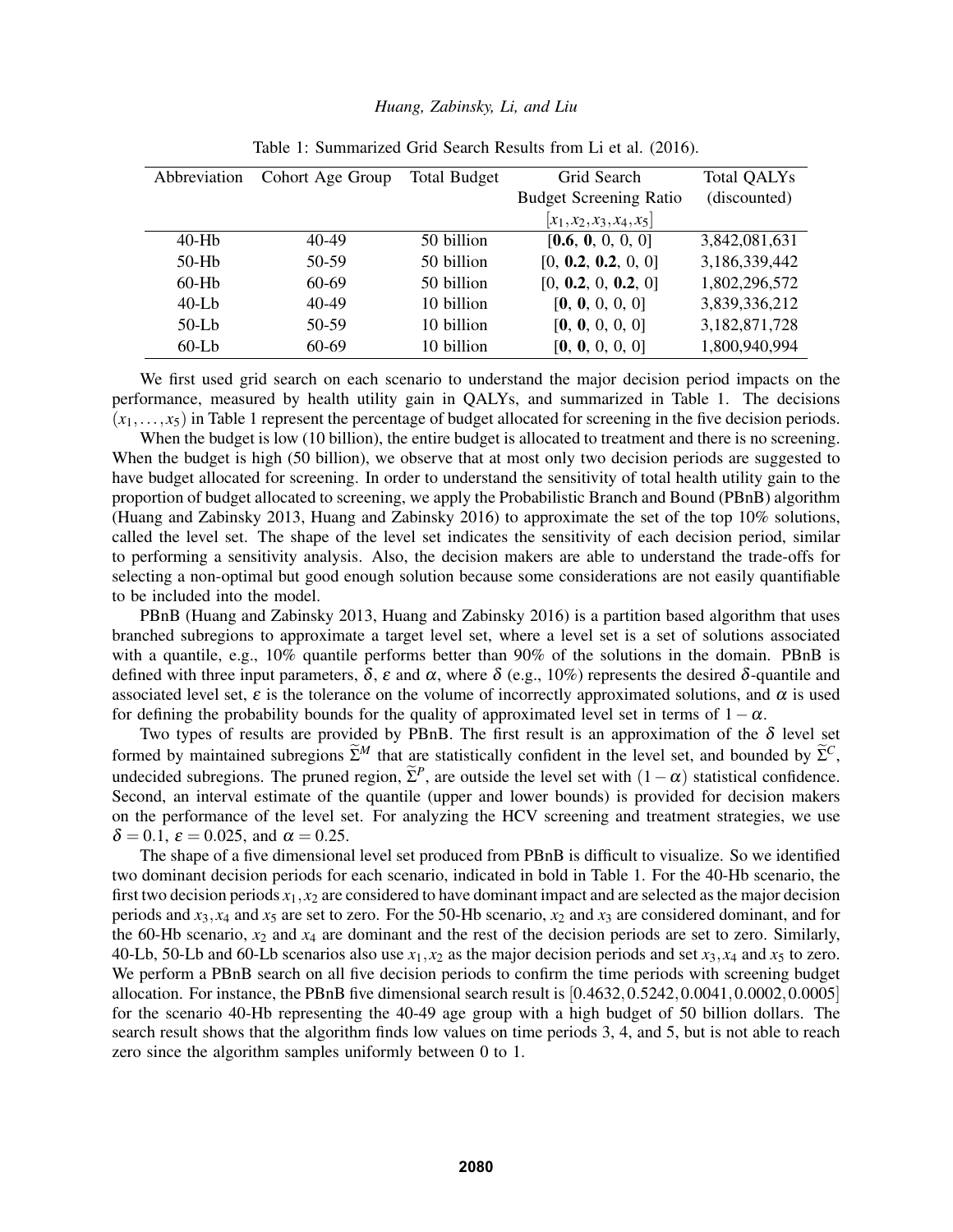Table 1: Summarized Grid Search Results from Li et al. (2016).

| Abbreviation | Cohort Age Group | Total Budget | Grid Search Budget Screening Ratio $[x_1, x_2, x_3, x_4, x_5]$ | Total QALYs (discounted) |
|---|---|---|---|---|
| 40-Hb | 40-49 | 50 billion | [**0.6**, **0**, 0, 0, 0] | 3,842,081,631 |
| 50-Hb | 50-59 | 50 billion | [0, **0.2**, **0.2**, 0, 0] | 3,186,339,442 |
| 60-Hb | 60-69 | 50 billion | [0, **0.2**, 0, **0.2**, 0] | 1,802,296,572 |
| 40-Lb | 40-49 | 10 billion | [**0**, **0**, 0, 0, 0] | 3,839,336,212 |
| 50-Lb | 50-59 | 10 billion | [**0**, **0**, 0, 0, 0] | 3,182,871,728 |
| 60-Lb | 60-69 | 10 billion | [**0**, **0**, 0, 0, 0] | 1,800,940,994 |

We first used grid search on each scenario to understand the major decision period impacts on the performance, measured by health utility gain in QALYs, and summarized in Table 1. The decisions $(x_1, \ldots, x_5)$ in Table 1 represent the percentage of budget allocated for screening in the five decision periods.

When the budget is low (10 billion), the entire budget is allocated to treatment and there is no screening. When the budget is high (50 billion), we observe that at most only two decision periods are suggested to have budget allocated for screening. In order to understand the sensitivity of total health utility gain to the proportion of budget allocated to screening, we apply the Probabilistic Branch and Bound (PBnB) algorithm (Huang and Zabinsky 2013, Huang and Zabinsky 2016) to approximate the set of the top 10% solutions, called the level set. The shape of the level set indicates the sensitivity of each decision period, similar to performing a sensitivity analysis. Also, the decision makers are able to understand the trade-offs for selecting a non-optimal but good enough solution because some considerations are not easily quantifiable to be included into the model.

PBnB (Huang and Zabinsky 2013, Huang and Zabinsky 2016) is a partition based algorithm that uses branched subregions to approximate a target level set, where a level set is a set of solutions associated with a quantile, e.g., 10% quantile performs better than 90% of the solutions in the domain. PBnB is defined with three input parameters, $\delta$, $\varepsilon$ and $\alpha$, where $\delta$ (e.g., 10%) represents the desired $\delta$-quantile and associated level set, $\varepsilon$ is the tolerance on the volume of incorrectly approximated solutions, and $\alpha$ is used for defining the probability bounds for the quality of approximated level set in terms of $1-\alpha$.

Two types of results are provided by PBnB. The first result is an approximation of the $\delta$ level set formed by maintained subregions $\widetilde{\Sigma}^M$ that are statistically confident in the level set, and bounded by $\widetilde{\Sigma}^C$, undecided subregions. The pruned region, $\widetilde{\Sigma}^P$, are outside the level set with $(1-\alpha)$ statistical confidence. Second, an interval estimate of the quantile (upper and lower bounds) is provided for decision makers on the performance of the level set. For analyzing the HCV screening and treatment strategies, we use $\delta = 0.1$, $\varepsilon = 0.025$, and $\alpha = 0.25$.

The shape of a five dimensional level set produced from PBnB is difficult to visualize. So we identified two dominant decision periods for each scenario, indicated in bold in Table 1. For the 40-Hb scenario, the first two decision periods $x_1, x_2$ are considered to have dominant impact and are selected as the major decision periods and $x_3, x_4$ and $x_5$ are set to zero. For the 50-Hb scenario, $x_2$ and $x_3$ are considered dominant, and for the 60-Hb scenario, $x_2$ and $x_4$ are dominant and the rest of the decision periods are set to zero. Similarly, 40-Lb, 50-Lb and 60-Lb scenarios also use $x_1, x_2$ as the major decision periods and set $x_3, x_4$ and $x_5$ to zero. We perform a PBnB search on all five decision periods to confirm the time periods with screening budget allocation. For instance, the PBnB five dimensional search result is $[0.4632, 0.5242, 0.0041, 0.0002, 0.0005]$ for the scenario 40-Hb representing the 40-49 age group with a high budget of 50 billion dollars. The search result shows that the algorithm finds low values on time periods 3, 4, and 5, but is not able to reach zero since the algorithm samples uniformly between 0 to 1.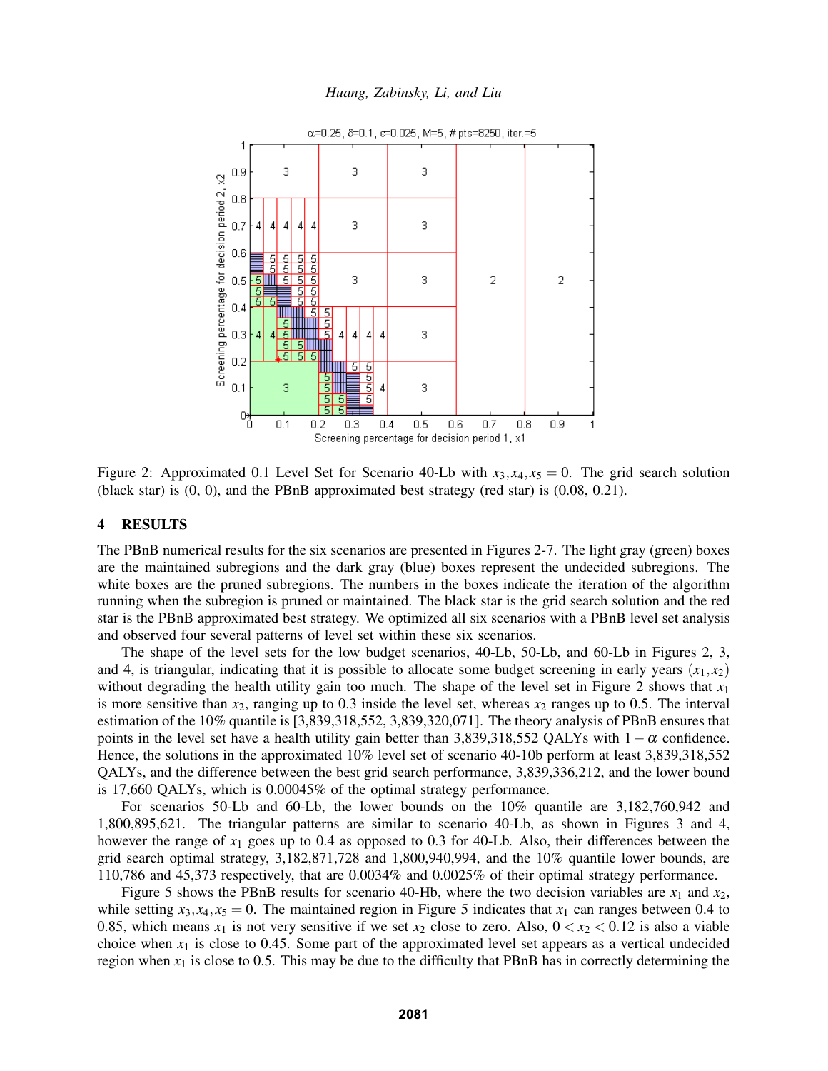Figure 2: Approximated 0.1 Level Set for Scenario 40-Lb with $x_3, x_4, x_5 = 0$. The grid search solution (black star) is (0, 0), and the PBnB approximated best strategy (red star) is (0.08, 0.21).

## 4 RESULTS

The PBnB numerical results for the six scenarios are presented in Figures 2-7. The light gray (green) boxes are the maintained subregions and the dark gray (blue) boxes represent the undecided subregions. The white boxes are the pruned subregions. The numbers in the boxes indicate the iteration of the algorithm running when the subregion is pruned or maintained. The black star is the grid search solution and the red star is the PBnB approximated best strategy. We optimized all six scenarios with a PBnB level set analysis and observed four several patterns of level set within these six scenarios.

The shape of the level sets for the low budget scenarios, 40-Lb, 50-Lb, and 60-Lb in Figures 2, 3, and 4, is triangular, indicating that it is possible to allocate some budget screening in early years $(x_1, x_2)$ without degrading the health utility gain too much. The shape of the level set in Figure 2 shows that $x_1$ is more sensitive than $x_2$, ranging up to 0.3 inside the level set, whereas $x_2$ ranges up to 0.5. The interval estimation of the 10% quantile is [3,839,318,552, 3,839,320,071]. The theory analysis of PBnB ensures that points in the level set have a health utility gain better than 3,839,318,552 QALYs with $1 - \alpha$ confidence. Hence, the solutions in the approximated 10% level set of scenario 40-10b perform at least 3,839,318,552 QALYs, and the difference between the best grid search performance, 3,839,336,212, and the lower bound is 17,660 QALYs, which is 0.00045% of the optimal strategy performance.

For scenarios 50-Lb and 60-Lb, the lower bounds on the 10% quantile are 3,182,760,942 and 1,800,895,621. The triangular patterns are similar to scenario 40-Lb, as shown in Figures 3 and 4, however the range of $x_1$ goes up to 0.4 as opposed to 0.3 for 40-Lb. Also, their differences between the grid search optimal strategy, 3,182,871,728 and 1,800,940,994, and the 10% quantile lower bounds, are 110,786 and 45,373 respectively, that are 0.0034% and 0.0025% of their optimal strategy performance.

Figure 5 shows the PBnB results for scenario 40-Hb, where the two decision variables are $x_1$ and $x_2$, while setting $x_3, x_4, x_5 = 0$. The maintained region in Figure 5 indicates that $x_1$ can ranges between 0.4 to 0.85, which means $x_1$ is not very sensitive if we set $x_2$ close to zero. Also, $0 < x_2 < 0.12$ is also a viable choice when $x_1$ is close to 0.45. Some part of the approximated level set appears as a vertical undecided region when $x_1$ is close to 0.5. This may be due to the difficulty that PBnB has in correctly determining the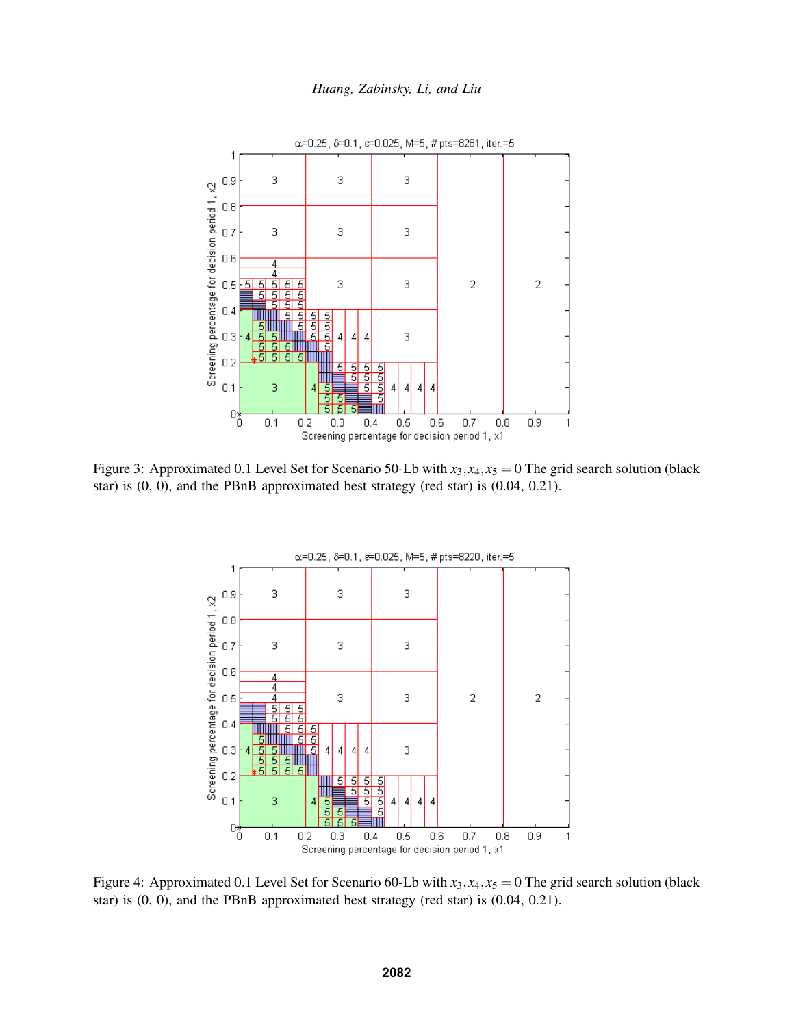Figure 3: Approximated 0.1 Level Set for Scenario 50-Lb with $x_3, x_4, x_5 = 0$ The grid search solution (black star) is (0, 0), and the PBnB approximated best strategy (red star) is (0.04, 0.21).

Figure 4: Approximated 0.1 Level Set for Scenario 60-Lb with $x_3, x_4, x_5 = 0$ The grid search solution (black star) is (0, 0), and the PBnB approximated best strategy (red star) is (0.04, 0.21).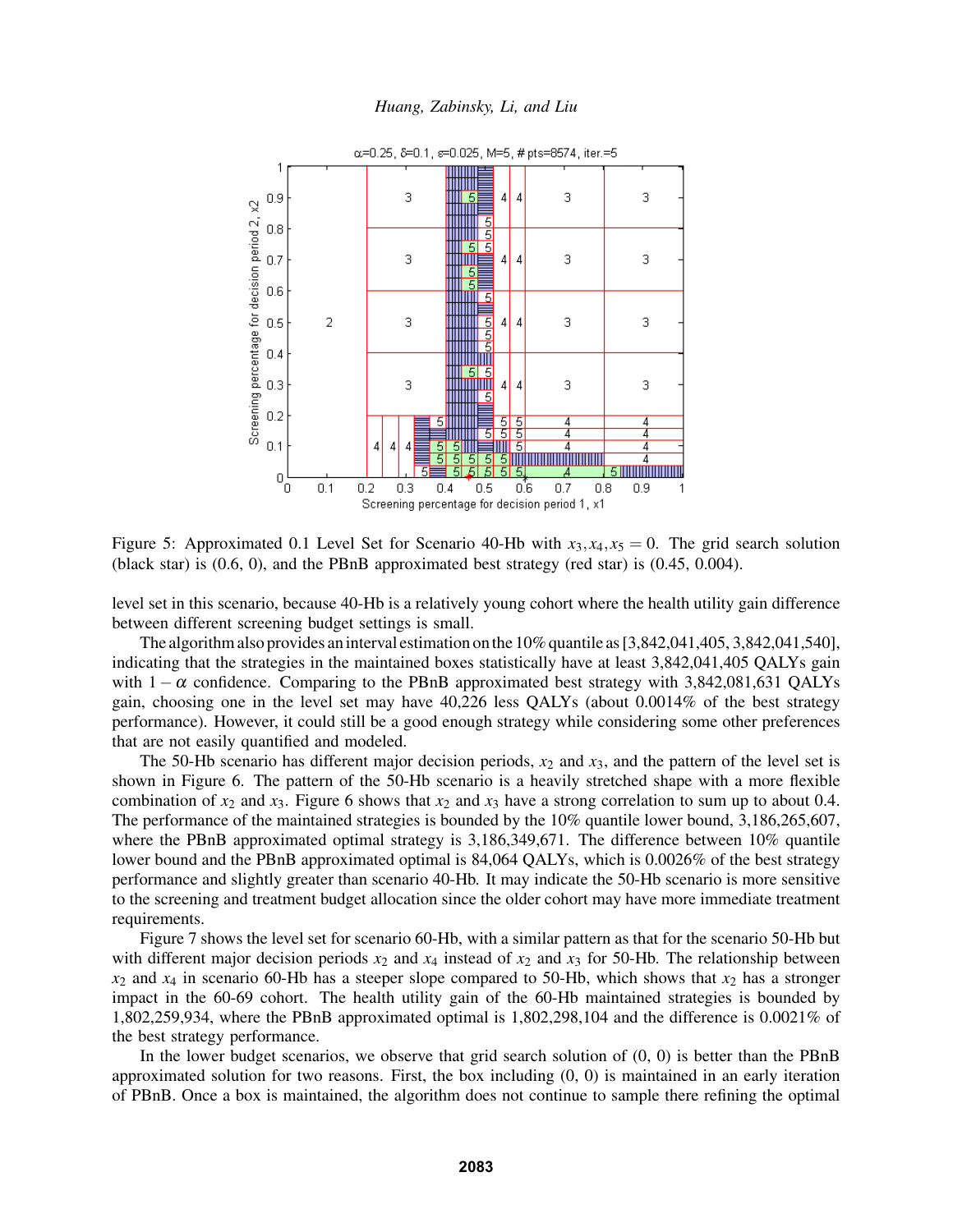Figure 5: Approximated 0.1 Level Set for Scenario 40-Hb with $x_3, x_4, x_5 = 0$. The grid search solution (black star) is (0.6, 0), and the PBnB approximated best strategy (red star) is (0.45, 0.004).

level set in this scenario, because 40-Hb is a relatively young cohort where the health utility gain difference between different screening budget settings is small.

The algorithm also provides an interval estimation on the 10% quantile as [3,842,041,405, 3,842,041,540], indicating that the strategies in the maintained boxes statistically have at least 3,842,041,405 QALYs gain with $1-\alpha$ confidence. Comparing to the PBnB approximated best strategy with 3,842,081,631 QALYs gain, choosing one in the level set may have 40,226 less QALYs (about 0.0014% of the best strategy performance). However, it could still be a good enough strategy while considering some other preferences that are not easily quantified and modeled.

The 50-Hb scenario has different major decision periods, $x_2$ and $x_3$, and the pattern of the level set is shown in Figure 6. The pattern of the 50-Hb scenario is a heavily stretched shape with a more flexible combination of $x_2$ and $x_3$. Figure 6 shows that $x_2$ and $x_3$ have a strong correlation to sum up to about 0.4. The performance of the maintained strategies is bounded by the 10% quantile lower bound, 3,186,265,607, where the PBnB approximated optimal strategy is 3,186,349,671. The difference between 10% quantile lower bound and the PBnB approximated optimal is 84,064 QALYs, which is 0.0026% of the best strategy performance and slightly greater than scenario 40-Hb. It may indicate the 50-Hb scenario is more sensitive to the screening and treatment budget allocation since the older cohort may have more immediate treatment requirements.

Figure 7 shows the level set for scenario 60-Hb, with a similar pattern as that for the scenario 50-Hb but with different major decision periods $x_2$ and $x_4$ instead of $x_2$ and $x_3$ for 50-Hb. The relationship between $x_2$ and $x_4$ in scenario 60-Hb has a steeper slope compared to 50-Hb, which shows that $x_2$ has a stronger impact in the 60-69 cohort. The health utility gain of the 60-Hb maintained strategies is bounded by 1,802,259,934, where the PBnB approximated optimal is 1,802,298,104 and the difference is 0.0021% of the best strategy performance.

In the lower budget scenarios, we observe that grid search solution of (0, 0) is better than the PBnB approximated solution for two reasons. First, the box including (0, 0) is maintained in an early iteration of PBnB. Once a box is maintained, the algorithm does not continue to sample there refining the optimal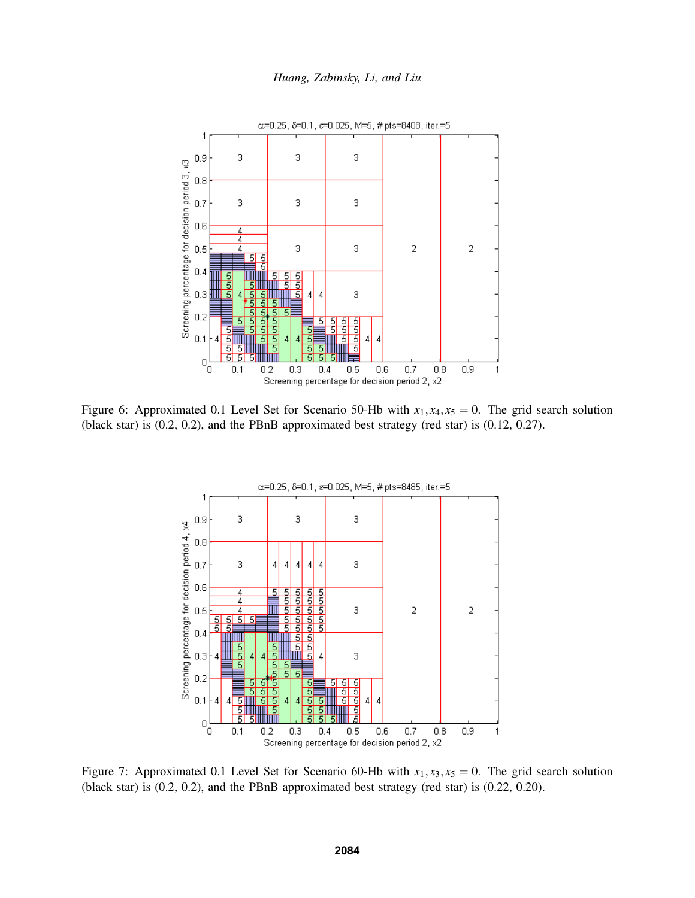Figure 6: Approximated 0.1 Level Set for Scenario 50-Hb with $x_1, x_4, x_5 = 0$. The grid search solution (black star) is (0.2, 0.2), and the PBnB approximated best strategy (red star) is (0.12, 0.27).

Figure 7: Approximated 0.1 Level Set for Scenario 60-Hb with $x_1, x_3, x_5 = 0$. The grid search solution (black star) is (0.2, 0.2), and the PBnB approximated best strategy (red star) is (0.22, 0.20).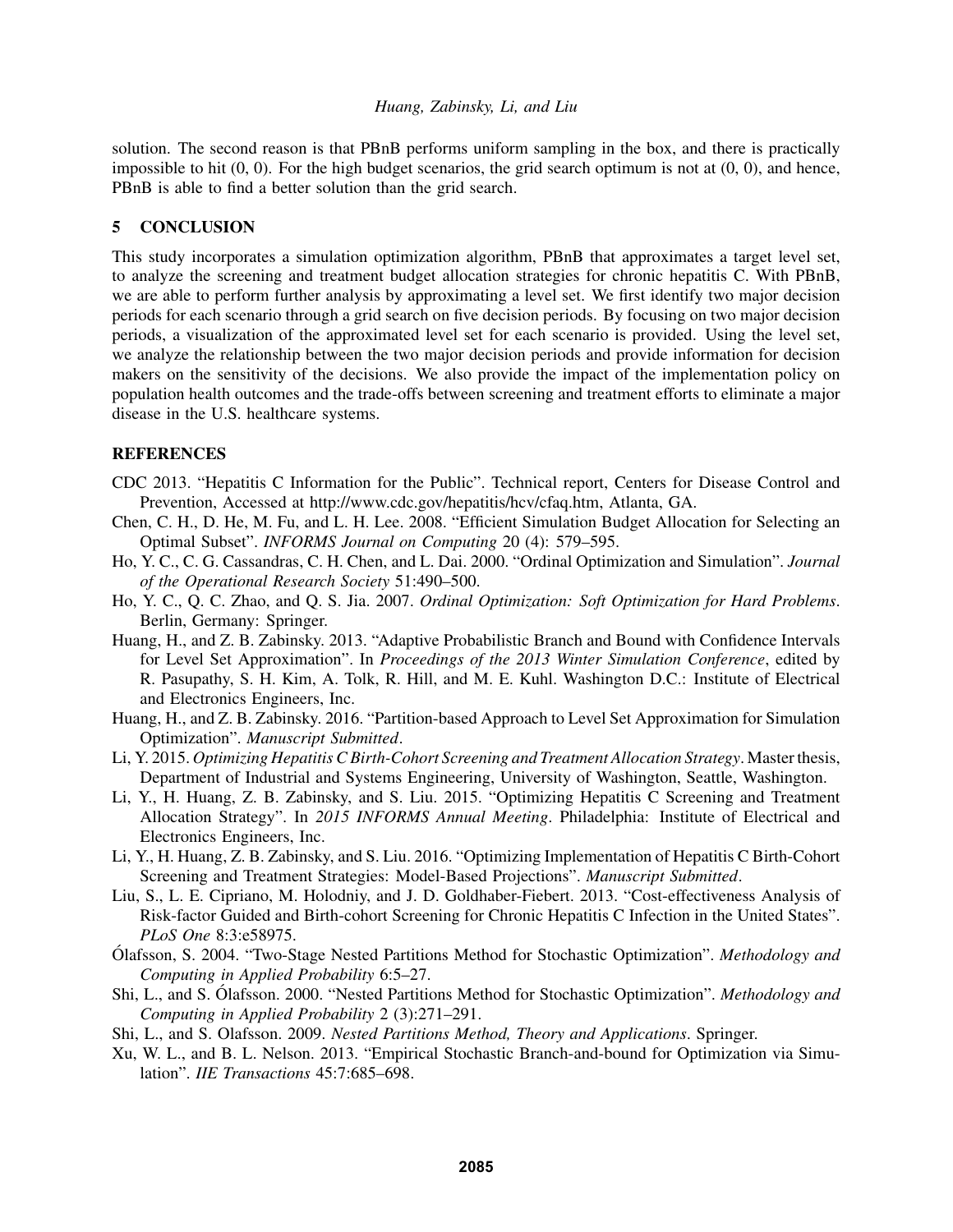solution. The second reason is that PBnB performs uniform sampling in the box, and there is practically impossible to hit (0, 0). For the high budget scenarios, the grid search optimum is not at (0, 0), and hence, PBnB is able to find a better solution than the grid search.

## 5 CONCLUSION

This study incorporates a simulation optimization algorithm, PBnB that approximates a target level set, to analyze the screening and treatment budget allocation strategies for chronic hepatitis C. With PBnB, we are able to perform further analysis by approximating a level set. We first identify two major decision periods for each scenario through a grid search on five decision periods. By focusing on two major decision periods, a visualization of the approximated level set for each scenario is provided. Using the level set, we analyze the relationship between the two major decision periods and provide information for decision makers on the sensitivity of the decisions. We also provide the impact of the implementation policy on population health outcomes and the trade-offs between screening and treatment efforts to eliminate a major disease in the U.S. healthcare systems.

## REFERENCES

CDC 2013. "Hepatitis C Information for the Public". Technical report, Centers for Disease Control and Prevention, Accessed at http://www.cdc.gov/hepatitis/hcv/cfaq.htm, Atlanta, GA.

Chen, C. H., D. He, M. Fu, and L. H. Lee. 2008. "Efficient Simulation Budget Allocation for Selecting an Optimal Subset". *INFORMS Journal on Computing* 20 (4): 579–595.

Ho, Y. C., C. G. Cassandras, C. H. Chen, and L. Dai. 2000. "Ordinal Optimization and Simulation". *Journal of the Operational Research Society* 51:490–500.

Ho, Y. C., Q. C. Zhao, and Q. S. Jia. 2007. *Ordinal Optimization: Soft Optimization for Hard Problems*. Berlin, Germany: Springer.

Huang, H., and Z. B. Zabinsky. 2013. "Adaptive Probabilistic Branch and Bound with Confidence Intervals for Level Set Approximation". In *Proceedings of the 2013 Winter Simulation Conference*, edited by R. Pasupathy, S. H. Kim, A. Tolk, R. Hill, and M. E. Kuhl. Washington D.C.: Institute of Electrical and Electronics Engineers, Inc.

Huang, H., and Z. B. Zabinsky. 2016. "Partition-based Approach to Level Set Approximation for Simulation Optimization". *Manuscript Submitted*.

Li, Y. 2015. *Optimizing Hepatitis C Birth-Cohort Screening and Treatment Allocation Strategy*. Master thesis, Department of Industrial and Systems Engineering, University of Washington, Seattle, Washington.

Li, Y., H. Huang, Z. B. Zabinsky, and S. Liu. 2015. "Optimizing Hepatitis C Screening and Treatment Allocation Strategy". In *2015 INFORMS Annual Meeting*. Philadelphia: Institute of Electrical and Electronics Engineers, Inc.

Li, Y., H. Huang, Z. B. Zabinsky, and S. Liu. 2016. "Optimizing Implementation of Hepatitis C Birth-Cohort Screening and Treatment Strategies: Model-Based Projections". *Manuscript Submitted*.

Liu, S., L. E. Cipriano, M. Holodniy, and J. D. Goldhaber-Fiebert. 2013. "Cost-effectiveness Analysis of Risk-factor Guided and Birth-cohort Screening for Chronic Hepatitis C Infection in the United States". *PLoS One* 8:3:e58975.

Ólafsson, S. 2004. "Two-Stage Nested Partitions Method for Stochastic Optimization". *Methodology and Computing in Applied Probability* 6:5–27.

Shi, L., and S. Ólafsson. 2000. "Nested Partitions Method for Stochastic Optimization". *Methodology and Computing in Applied Probability* 2 (3):271–291.

Shi, L., and S. Olafsson. 2009. *Nested Partitions Method, Theory and Applications*. Springer.

Xu, W. L., and B. L. Nelson. 2013. "Empirical Stochastic Branch-and-bound for Optimization via Simulation". *IIE Transactions* 45:7:685–698.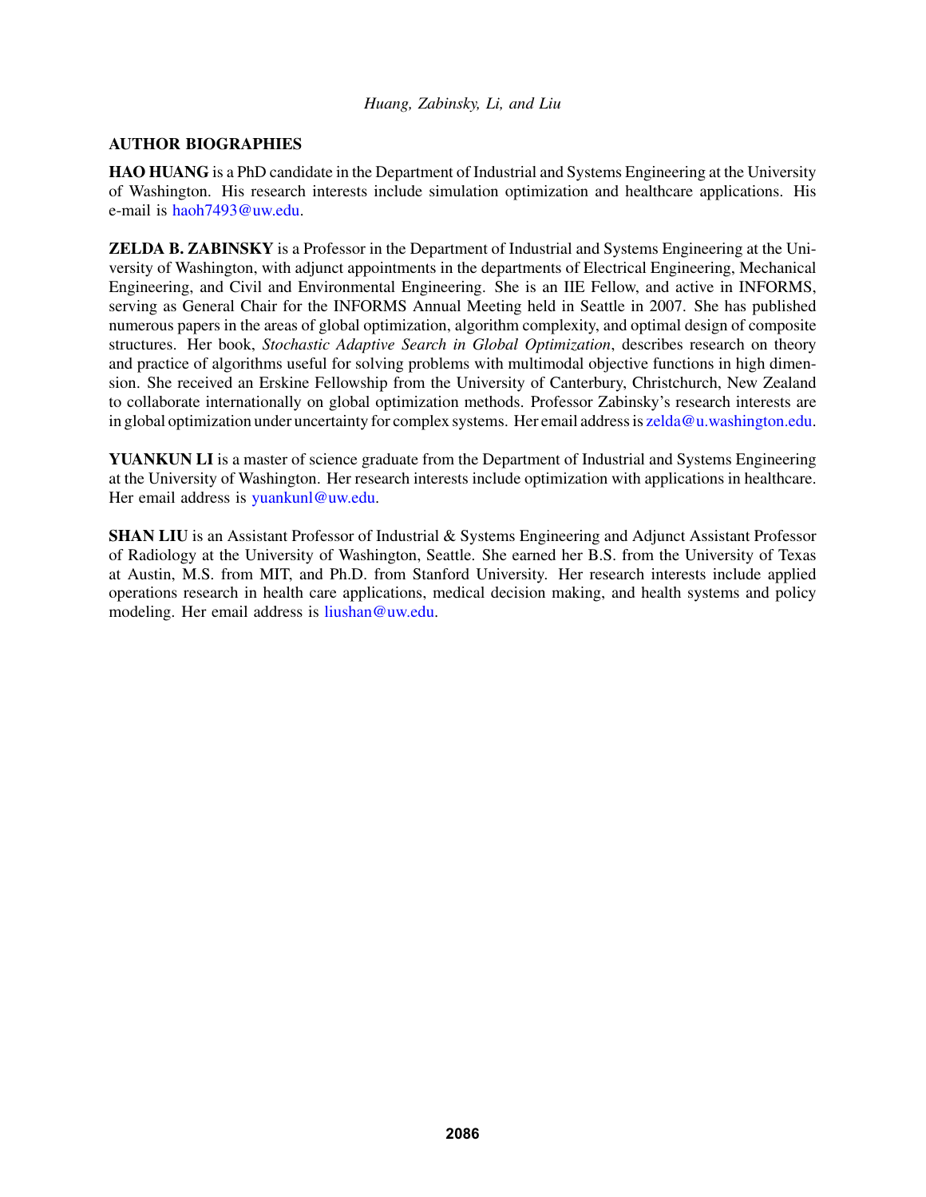## AUTHOR BIOGRAPHIES

**HAO HUANG** is a PhD candidate in the Department of Industrial and Systems Engineering at the University of Washington. His research interests include simulation optimization and healthcare applications. His e-mail is haoh7493@uw.edu.

**ZELDA B. ZABINSKY** is a Professor in the Department of Industrial and Systems Engineering at the University of Washington, with adjunct appointments in the departments of Electrical Engineering, Mechanical Engineering, and Civil and Environmental Engineering. She is an IIE Fellow, and active in INFORMS, serving as General Chair for the INFORMS Annual Meeting held in Seattle in 2007. She has published numerous papers in the areas of global optimization, algorithm complexity, and optimal design of composite structures. Her book, *Stochastic Adaptive Search in Global Optimization*, describes research on theory and practice of algorithms useful for solving problems with multimodal objective functions in high dimension. She received an Erskine Fellowship from the University of Canterbury, Christchurch, New Zealand to collaborate internationally on global optimization methods. Professor Zabinsky's research interests are in global optimization under uncertainty for complex systems. Her email address is zelda@u.washington.edu.

**YUANKUN LI** is a master of science graduate from the Department of Industrial and Systems Engineering at the University of Washington. Her research interests include optimization with applications in healthcare. Her email address is yuankunl@uw.edu.

**SHAN LIU** is an Assistant Professor of Industrial & Systems Engineering and Adjunct Assistant Professor of Radiology at the University of Washington, Seattle. She earned her B.S. from the University of Texas at Austin, M.S. from MIT, and Ph.D. from Stanford University. Her research interests include applied operations research in health care applications, medical decision making, and health systems and policy modeling. Her email address is liushan@uw.edu.